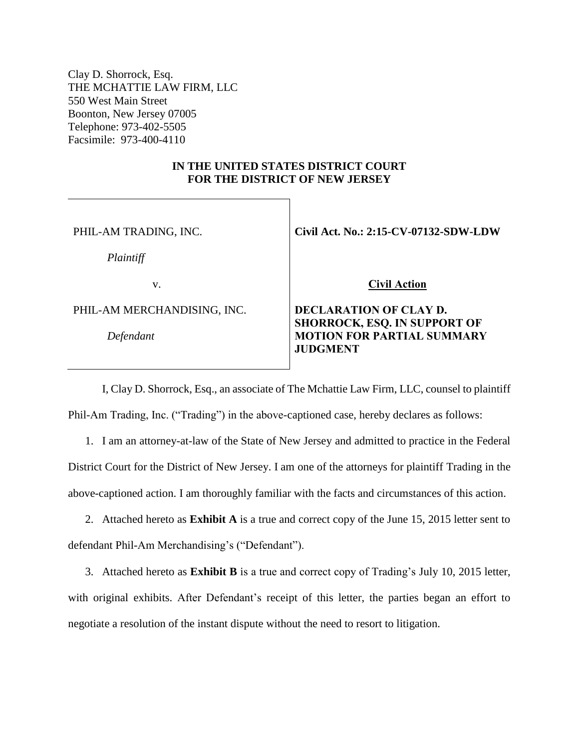Clay D. Shorrock, Esq.
THE MCHATTIE LAW FIRM, LLC
550 West Main Street
Boonton, New Jersey 07005
Telephone: 973-402-5505
Facsimile: 973-400-4110

**IN THE UNITED STATES DISTRICT COURT**
**FOR THE DISTRICT OF NEW JERSEY**

| | |
|---|---|
| PHIL-AM TRADING, INC.<br><br>*Plaintiff*<br><br>v.<br><br>PHIL-AM MERCHANDISING, INC.<br><br>*Defendant* | **Civil Act. No.: 2:15-CV-07132-SDW-LDW**<br><br>**<u>Civil Action</u>**<br><br>**DECLARATION OF CLAY D. SHORROCK, ESQ. IN SUPPORT OF MOTION FOR PARTIAL SUMMARY JUDGMENT** |

I, Clay D. Shorrock, Esq., an associate of The Mchattie Law Firm, LLC, counsel to plaintiff Phil-Am Trading, Inc. ("Trading") in the above-captioned case, hereby declares as follows:

1. I am an attorney-at-law of the State of New Jersey and admitted to practice in the Federal District Court for the District of New Jersey. I am one of the attorneys for plaintiff Trading in the above-captioned action. I am thoroughly familiar with the facts and circumstances of this action.

2. Attached hereto as **Exhibit A** is a true and correct copy of the June 15, 2015 letter sent to defendant Phil-Am Merchandising's ("Defendant").

3. Attached hereto as **Exhibit B** is a true and correct copy of Trading's July 10, 2015 letter, with original exhibits. After Defendant's receipt of this letter, the parties began an effort to negotiate a resolution of the instant dispute without the need to resort to litigation.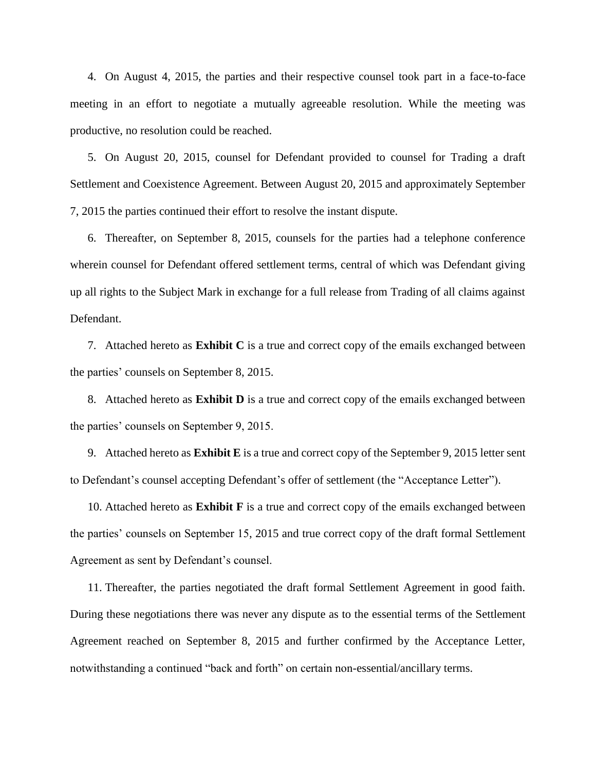4. On August 4, 2015, the parties and their respective counsel took part in a face-to-face meeting in an effort to negotiate a mutually agreeable resolution. While the meeting was productive, no resolution could be reached.

5. On August 20, 2015, counsel for Defendant provided to counsel for Trading a draft Settlement and Coexistence Agreement. Between August 20, 2015 and approximately September 7, 2015 the parties continued their effort to resolve the instant dispute.

6. Thereafter, on September 8, 2015, counsels for the parties had a telephone conference wherein counsel for Defendant offered settlement terms, central of which was Defendant giving up all rights to the Subject Mark in exchange for a full release from Trading of all claims against Defendant.

7. Attached hereto as **Exhibit C** is a true and correct copy of the emails exchanged between the parties' counsels on September 8, 2015.

8. Attached hereto as **Exhibit D** is a true and correct copy of the emails exchanged between the parties' counsels on September 9, 2015.

9. Attached hereto as **Exhibit E** is a true and correct copy of the September 9, 2015 letter sent to Defendant's counsel accepting Defendant's offer of settlement (the "Acceptance Letter").

10. Attached hereto as **Exhibit F** is a true and correct copy of the emails exchanged between the parties' counsels on September 15, 2015 and true correct copy of the draft formal Settlement Agreement as sent by Defendant's counsel.

11. Thereafter, the parties negotiated the draft formal Settlement Agreement in good faith. During these negotiations there was never any dispute as to the essential terms of the Settlement Agreement reached on September 8, 2015 and further confirmed by the Acceptance Letter, notwithstanding a continued "back and forth" on certain non-essential/ancillary terms.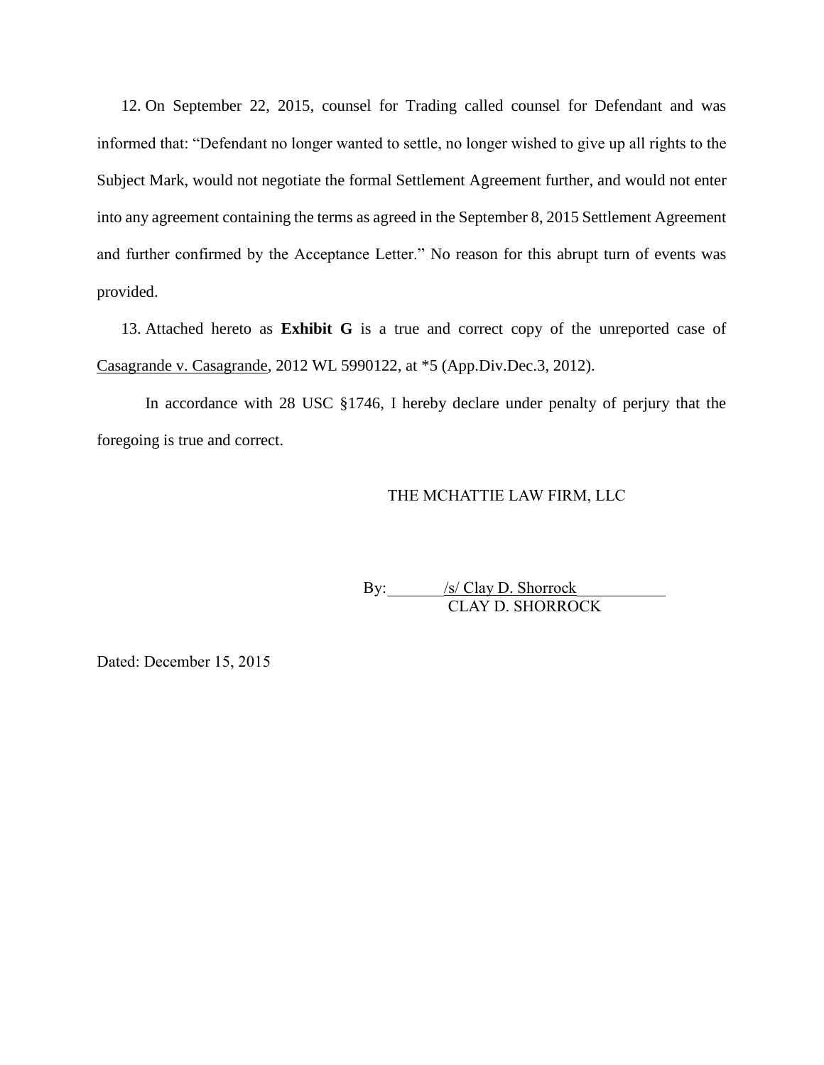12. On September 22, 2015, counsel for Trading called counsel for Defendant and was informed that: "Defendant no longer wanted to settle, no longer wished to give up all rights to the Subject Mark, would not negotiate the formal Settlement Agreement further, and would not enter into any agreement containing the terms as agreed in the September 8, 2015 Settlement Agreement and further confirmed by the Acceptance Letter." No reason for this abrupt turn of events was provided.

13. Attached hereto as **Exhibit G** is a true and correct copy of the unreported case of Casagrande v. Casagrande, 2012 WL 5990122, at *5 (App.Div.Dec.3, 2012).

In accordance with 28 USC §1746, I hereby declare under penalty of perjury that the foregoing is true and correct.

THE MCHATTIE LAW FIRM, LLC

By: /s/ Clay D. Shorrock
CLAY D. SHORROCK

Dated: December 15, 2015